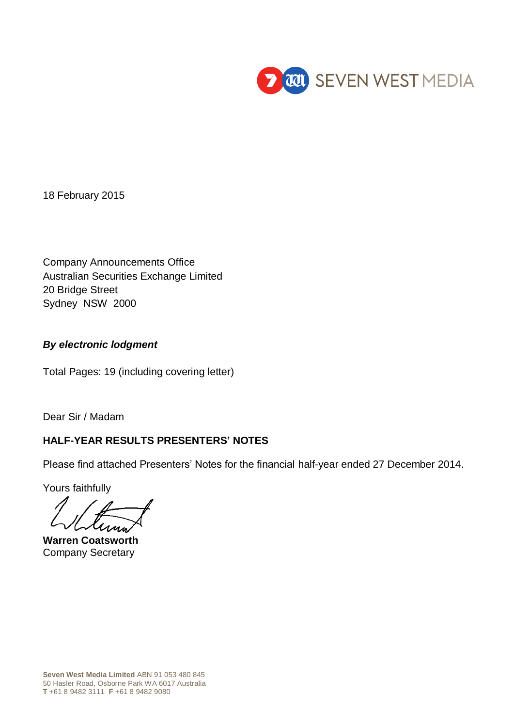SEVEN WEST MEDIA

18 February 2015

Company Announcements Office
Australian Securities Exchange Limited
20 Bridge Street
Sydney NSW 2000

***By electronic lodgment***

Total Pages: 19 (including covering letter)

Dear Sir / Madam

**HALF-YEAR RESULTS PRESENTERS' NOTES**

Please find attached Presenters' Notes for the financial half-year ended 27 December 2014.

Yours faithfully

**Warren Coatsworth**
Company Secretary

**Seven West Media Limited** ABN 91 053 480 845
50 Hasler Road, Osborne Park WA 6017 Australia
**T** +61 8 9482 3111 **F** +61 8 9482 9080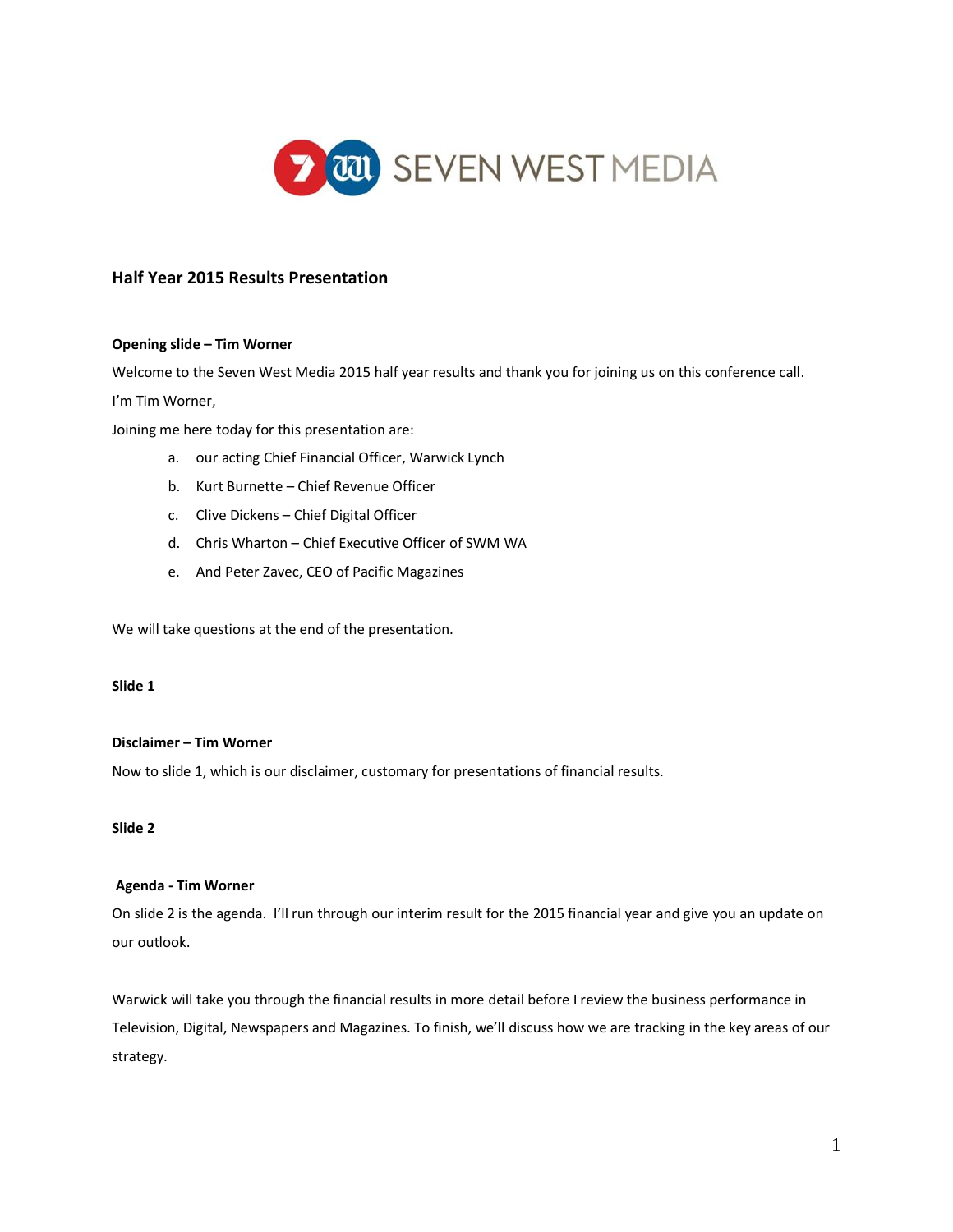SEVEN WEST MEDIA

## Half Year 2015 Results Presentation

**Opening slide – Tim Worner**

Welcome to the Seven West Media 2015 half year results and thank you for joining us on this conference call.

I'm Tim Worner,

Joining me here today for this presentation are:

a. our acting Chief Financial Officer, Warwick Lynch
b. Kurt Burnette – Chief Revenue Officer
c. Clive Dickens – Chief Digital Officer
d. Chris Wharton – Chief Executive Officer of SWM WA
e. And Peter Zavec, CEO of Pacific Magazines

We will take questions at the end of the presentation.

**Slide 1**

**Disclaimer – Tim Worner**

Now to slide 1, which is our disclaimer, customary for presentations of financial results.

**Slide 2**

**Agenda - Tim Worner**

On slide 2 is the agenda. I'll run through our interim result for the 2015 financial year and give you an update on our outlook.

Warwick will take you through the financial results in more detail before I review the business performance in Television, Digital, Newspapers and Magazines. To finish, we'll discuss how we are tracking in the key areas of our strategy.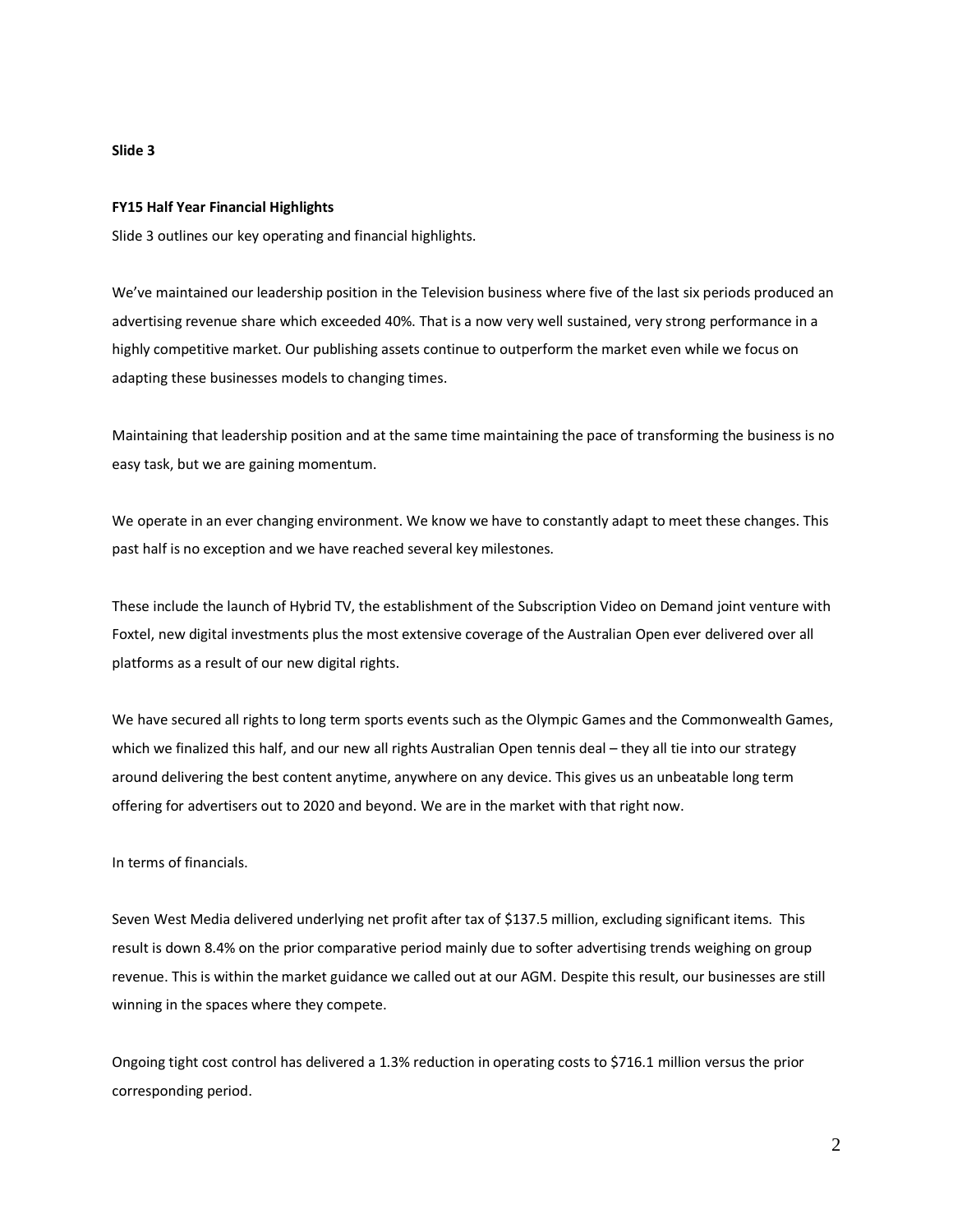**Slide 3**

**FY15 Half Year Financial Highlights**

Slide 3 outlines our key operating and financial highlights.

We've maintained our leadership position in the Television business where five of the last six periods produced an advertising revenue share which exceeded 40%. That is a now very well sustained, very strong performance in a highly competitive market. Our publishing assets continue to outperform the market even while we focus on adapting these businesses models to changing times.

Maintaining that leadership position and at the same time maintaining the pace of transforming the business is no easy task, but we are gaining momentum.

We operate in an ever changing environment. We know we have to constantly adapt to meet these changes. This past half is no exception and we have reached several key milestones.

These include the launch of Hybrid TV, the establishment of the Subscription Video on Demand joint venture with Foxtel, new digital investments plus the most extensive coverage of the Australian Open ever delivered over all platforms as a result of our new digital rights.

We have secured all rights to long term sports events such as the Olympic Games and the Commonwealth Games, which we finalized this half, and our new all rights Australian Open tennis deal – they all tie into our strategy around delivering the best content anytime, anywhere on any device. This gives us an unbeatable long term offering for advertisers out to 2020 and beyond. We are in the market with that right now.

In terms of financials.

Seven West Media delivered underlying net profit after tax of $137.5 million, excluding significant items. This result is down 8.4% on the prior comparative period mainly due to softer advertising trends weighing on group revenue. This is within the market guidance we called out at our AGM. Despite this result, our businesses are still winning in the spaces where they compete.

Ongoing tight cost control has delivered a 1.3% reduction in operating costs to $716.1 million versus the prior corresponding period.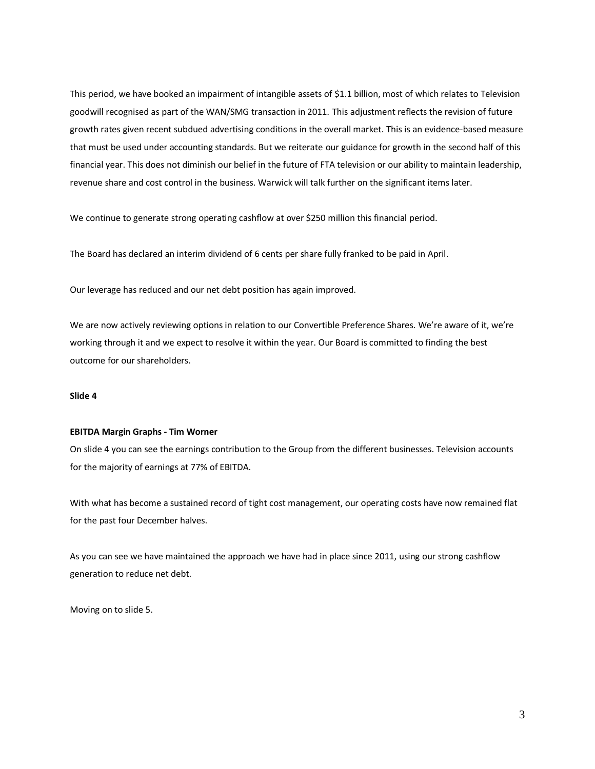This period, we have booked an impairment of intangible assets of $1.1 billion, most of which relates to Television goodwill recognised as part of the WAN/SMG transaction in 2011. This adjustment reflects the revision of future growth rates given recent subdued advertising conditions in the overall market. This is an evidence-based measure that must be used under accounting standards. But we reiterate our guidance for growth in the second half of this financial year. This does not diminish our belief in the future of FTA television or our ability to maintain leadership, revenue share and cost control in the business. Warwick will talk further on the significant items later.

We continue to generate strong operating cashflow at over $250 million this financial period.

The Board has declared an interim dividend of 6 cents per share fully franked to be paid in April.

Our leverage has reduced and our net debt position has again improved.

We are now actively reviewing options in relation to our Convertible Preference Shares. We're aware of it, we're working through it and we expect to resolve it within the year. Our Board is committed to finding the best outcome for our shareholders.

**Slide 4**

**EBITDA Margin Graphs - Tim Worner**

On slide 4 you can see the earnings contribution to the Group from the different businesses. Television accounts for the majority of earnings at 77% of EBITDA.

With what has become a sustained record of tight cost management, our operating costs have now remained flat for the past four December halves.

As you can see we have maintained the approach we have had in place since 2011, using our strong cashflow generation to reduce net debt.

Moving on to slide 5.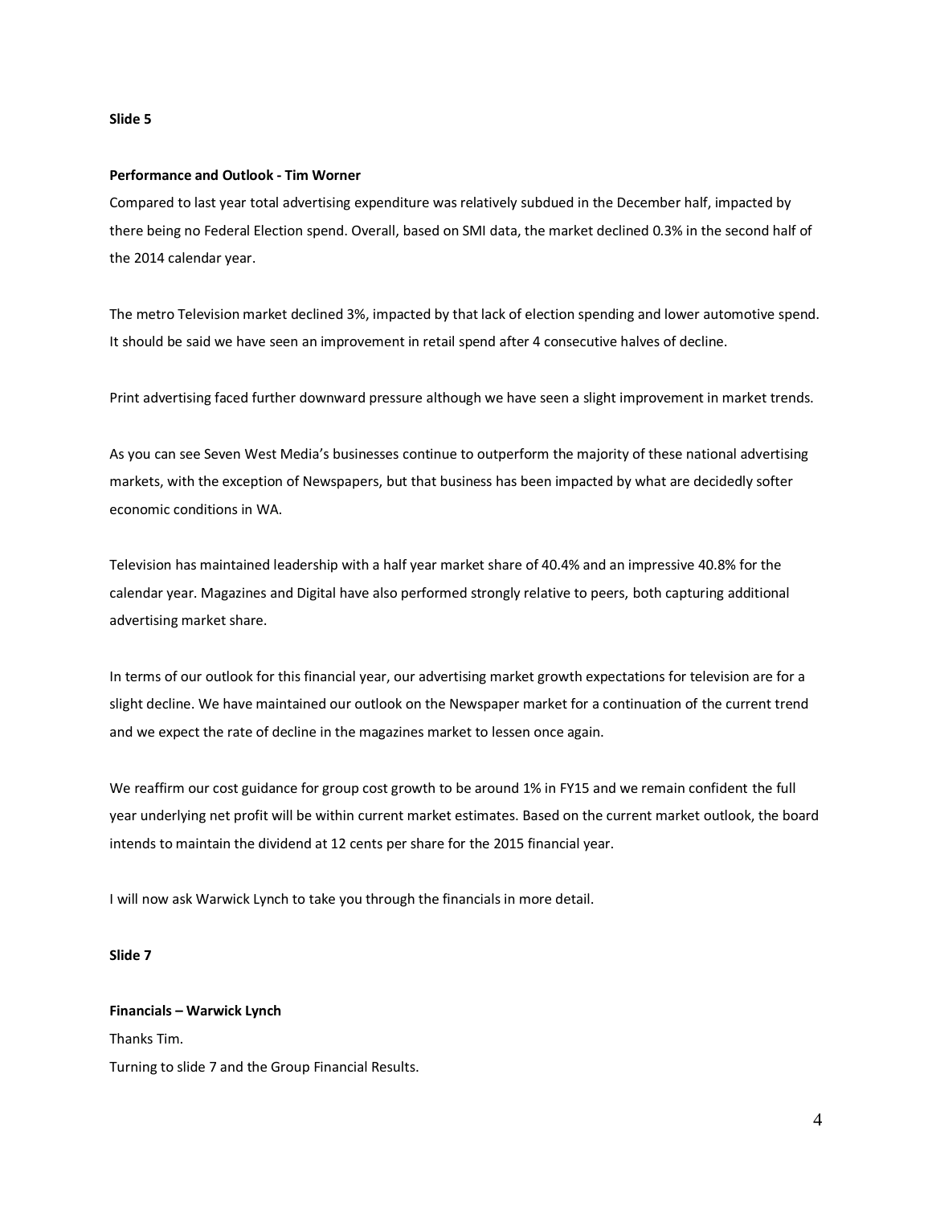**Slide 5**

**Performance and Outlook - Tim Worner**

Compared to last year total advertising expenditure was relatively subdued in the December half, impacted by there being no Federal Election spend. Overall, based on SMI data, the market declined 0.3% in the second half of the 2014 calendar year.

The metro Television market declined 3%, impacted by that lack of election spending and lower automotive spend. It should be said we have seen an improvement in retail spend after 4 consecutive halves of decline.

Print advertising faced further downward pressure although we have seen a slight improvement in market trends.

As you can see Seven West Media's businesses continue to outperform the majority of these national advertising markets, with the exception of Newspapers, but that business has been impacted by what are decidedly softer economic conditions in WA.

Television has maintained leadership with a half year market share of 40.4% and an impressive 40.8% for the calendar year. Magazines and Digital have also performed strongly relative to peers, both capturing additional advertising market share.

In terms of our outlook for this financial year, our advertising market growth expectations for television are for a slight decline. We have maintained our outlook on the Newspaper market for a continuation of the current trend and we expect the rate of decline in the magazines market to lessen once again.

We reaffirm our cost guidance for group cost growth to be around 1% in FY15 and we remain confident the full year underlying net profit will be within current market estimates. Based on the current market outlook, the board intends to maintain the dividend at 12 cents per share for the 2015 financial year.

I will now ask Warwick Lynch to take you through the financials in more detail.

**Slide 7**

**Financials – Warwick Lynch**

Thanks Tim.

Turning to slide 7 and the Group Financial Results.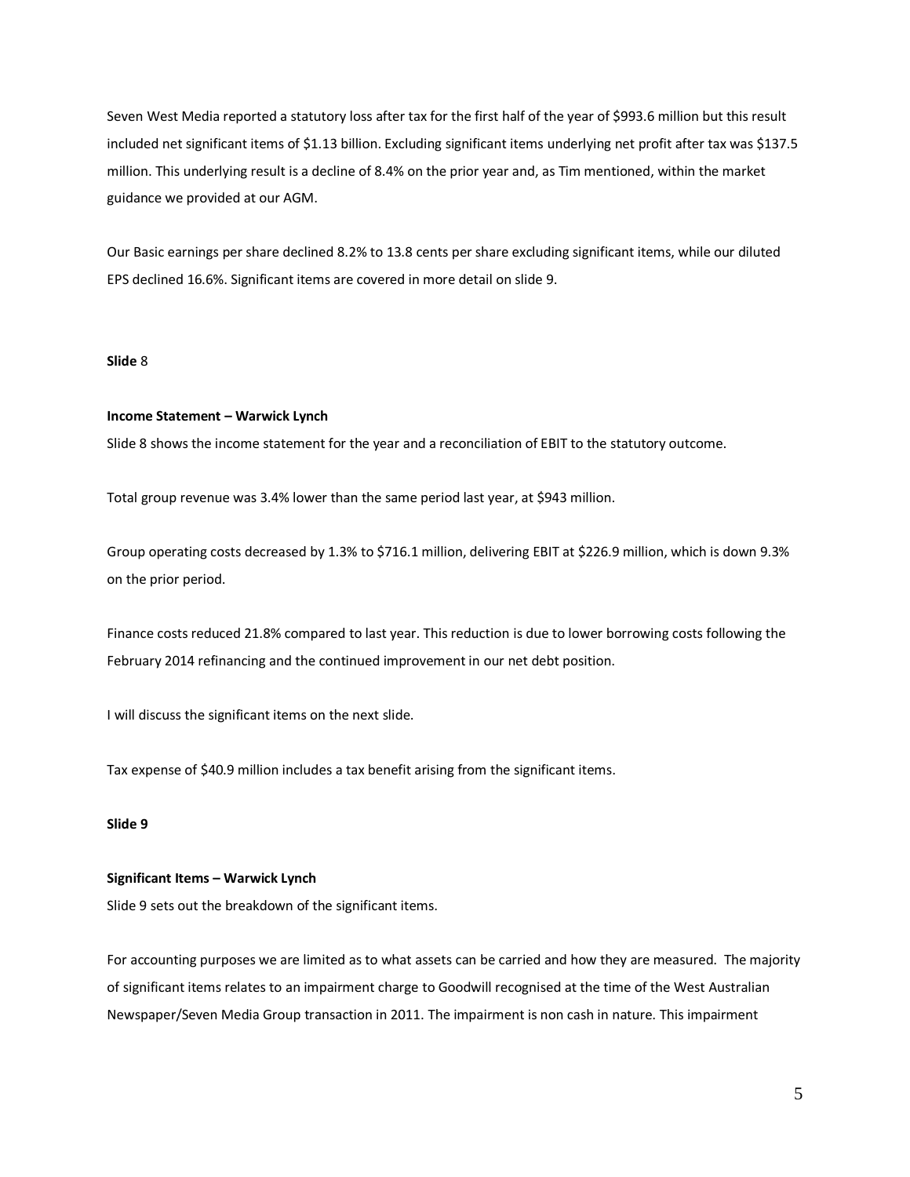Seven West Media reported a statutory loss after tax for the first half of the year of $993.6 million but this result included net significant items of $1.13 billion. Excluding significant items underlying net profit after tax was $137.5 million. This underlying result is a decline of 8.4% on the prior year and, as Tim mentioned, within the market guidance we provided at our AGM.

Our Basic earnings per share declined 8.2% to 13.8 cents per share excluding significant items, while our diluted EPS declined 16.6%. Significant items are covered in more detail on slide 9.

**Slide** 8

**Income Statement – Warwick Lynch**

Slide 8 shows the income statement for the year and a reconciliation of EBIT to the statutory outcome.

Total group revenue was 3.4% lower than the same period last year, at $943 million.

Group operating costs decreased by 1.3% to $716.1 million, delivering EBIT at $226.9 million, which is down 9.3% on the prior period.

Finance costs reduced 21.8% compared to last year. This reduction is due to lower borrowing costs following the February 2014 refinancing and the continued improvement in our net debt position.

I will discuss the significant items on the next slide.

Tax expense of $40.9 million includes a tax benefit arising from the significant items.

**Slide 9**

**Significant Items – Warwick Lynch**

Slide 9 sets out the breakdown of the significant items.

For accounting purposes we are limited as to what assets can be carried and how they are measured. The majority of significant items relates to an impairment charge to Goodwill recognised at the time of the West Australian Newspaper/Seven Media Group transaction in 2011. The impairment is non cash in nature. This impairment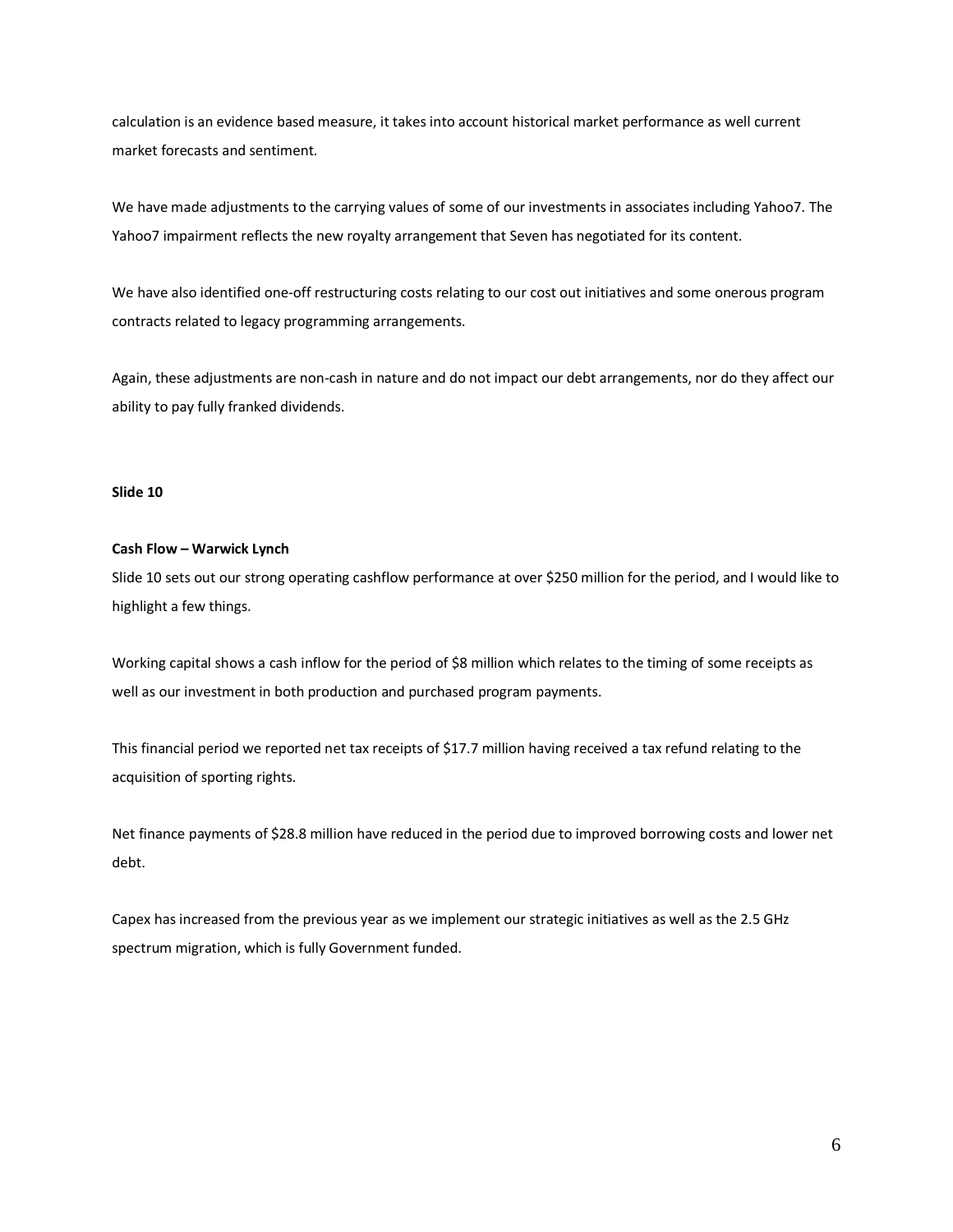calculation is an evidence based measure, it takes into account historical market performance as well current market forecasts and sentiment.

We have made adjustments to the carrying values of some of our investments in associates including Yahoo7. The Yahoo7 impairment reflects the new royalty arrangement that Seven has negotiated for its content.

We have also identified one-off restructuring costs relating to our cost out initiatives and some onerous program contracts related to legacy programming arrangements.

Again, these adjustments are non-cash in nature and do not impact our debt arrangements, nor do they affect our ability to pay fully franked dividends.

**Slide 10**

**Cash Flow – Warwick Lynch**

Slide 10 sets out our strong operating cashflow performance at over $250 million for the period, and I would like to highlight a few things.

Working capital shows a cash inflow for the period of $8 million which relates to the timing of some receipts as well as our investment in both production and purchased program payments.

This financial period we reported net tax receipts of $17.7 million having received a tax refund relating to the acquisition of sporting rights.

Net finance payments of $28.8 million have reduced in the period due to improved borrowing costs and lower net debt.

Capex has increased from the previous year as we implement our strategic initiatives as well as the 2.5 GHz spectrum migration, which is fully Government funded.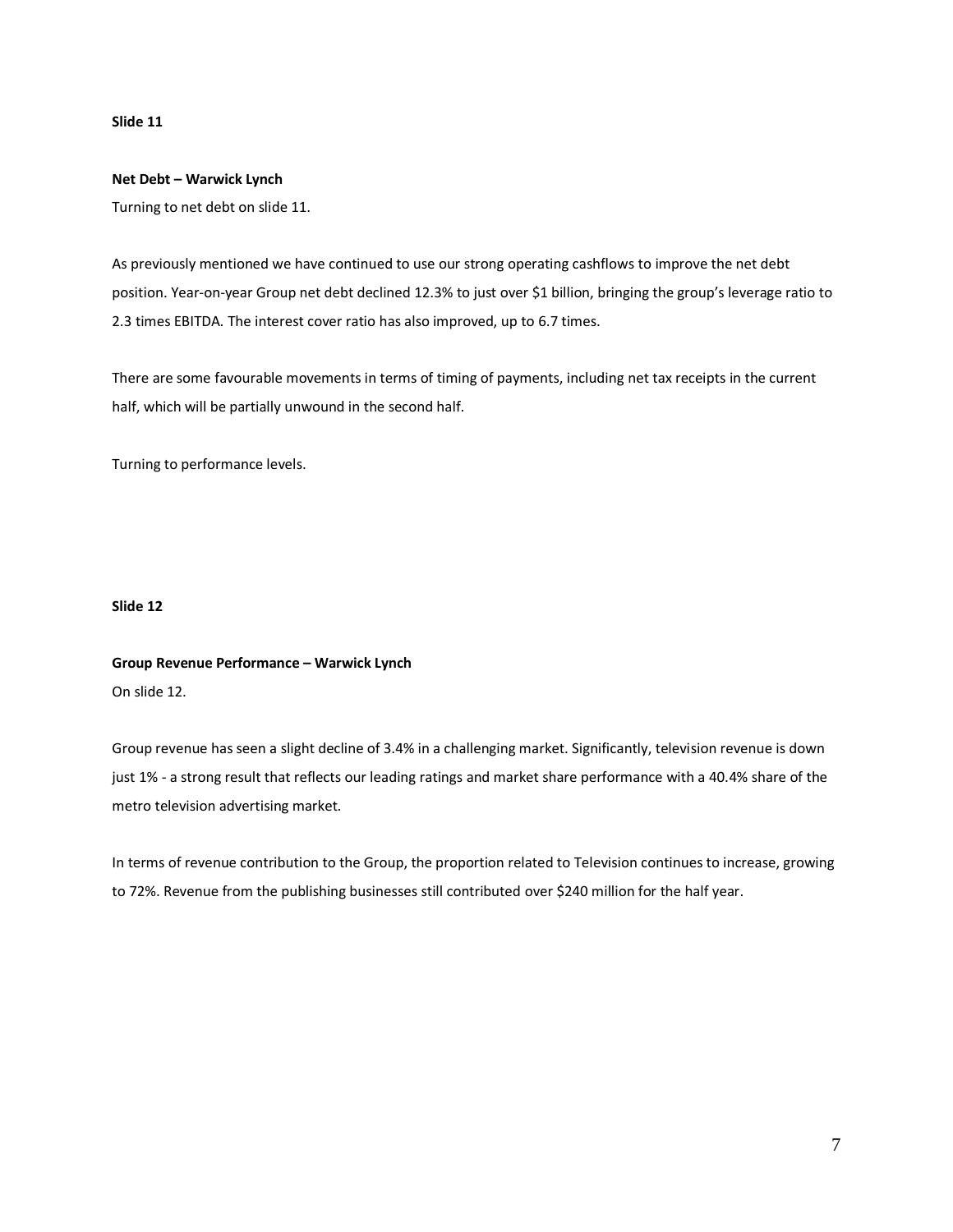**Slide 11**

**Net Debt – Warwick Lynch**

Turning to net debt on slide 11.

As previously mentioned we have continued to use our strong operating cashflows to improve the net debt position. Year-on-year Group net debt declined 12.3% to just over $1 billion, bringing the group's leverage ratio to 2.3 times EBITDA. The interest cover ratio has also improved, up to 6.7 times.

There are some favourable movements in terms of timing of payments, including net tax receipts in the current half, which will be partially unwound in the second half.

Turning to performance levels.

**Slide 12**

**Group Revenue Performance – Warwick Lynch**

On slide 12.

Group revenue has seen a slight decline of 3.4% in a challenging market. Significantly, television revenue is down just 1% - a strong result that reflects our leading ratings and market share performance with a 40.4% share of the metro television advertising market.

In terms of revenue contribution to the Group, the proportion related to Television continues to increase, growing to 72%. Revenue from the publishing businesses still contributed over $240 million for the half year.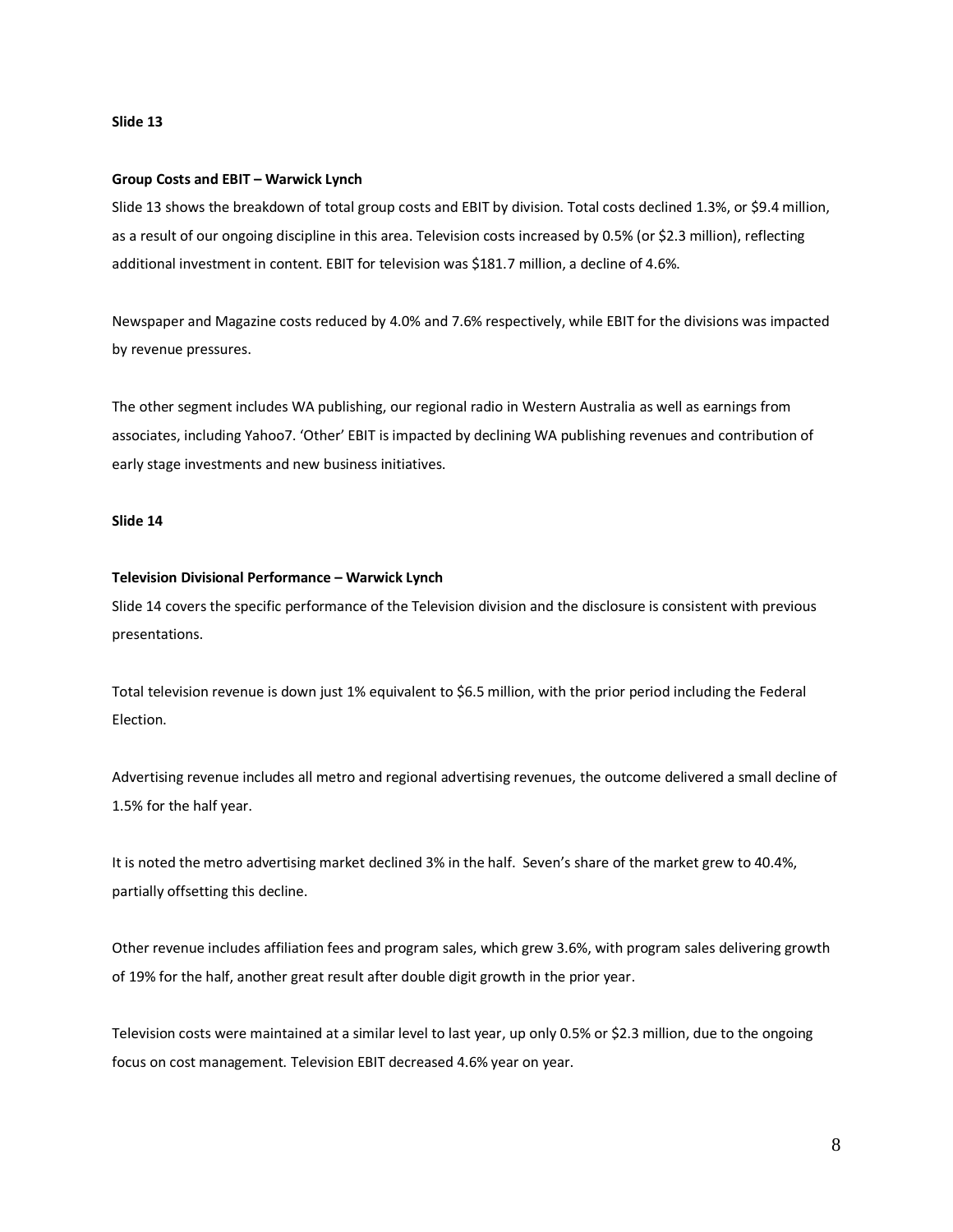**Slide 13**

**Group Costs and EBIT – Warwick Lynch**

Slide 13 shows the breakdown of total group costs and EBIT by division. Total costs declined 1.3%, or $9.4 million, as a result of our ongoing discipline in this area. Television costs increased by 0.5% (or $2.3 million), reflecting additional investment in content. EBIT for television was $181.7 million, a decline of 4.6%.

Newspaper and Magazine costs reduced by 4.0% and 7.6% respectively, while EBIT for the divisions was impacted by revenue pressures.

The other segment includes WA publishing, our regional radio in Western Australia as well as earnings from associates, including Yahoo7. 'Other' EBIT is impacted by declining WA publishing revenues and contribution of early stage investments and new business initiatives.

**Slide 14**

**Television Divisional Performance – Warwick Lynch**

Slide 14 covers the specific performance of the Television division and the disclosure is consistent with previous presentations.

Total television revenue is down just 1% equivalent to $6.5 million, with the prior period including the Federal Election.

Advertising revenue includes all metro and regional advertising revenues, the outcome delivered a small decline of 1.5% for the half year.

It is noted the metro advertising market declined 3% in the half. Seven's share of the market grew to 40.4%, partially offsetting this decline.

Other revenue includes affiliation fees and program sales, which grew 3.6%, with program sales delivering growth of 19% for the half, another great result after double digit growth in the prior year.

Television costs were maintained at a similar level to last year, up only 0.5% or $2.3 million, due to the ongoing focus on cost management. Television EBIT decreased 4.6% year on year.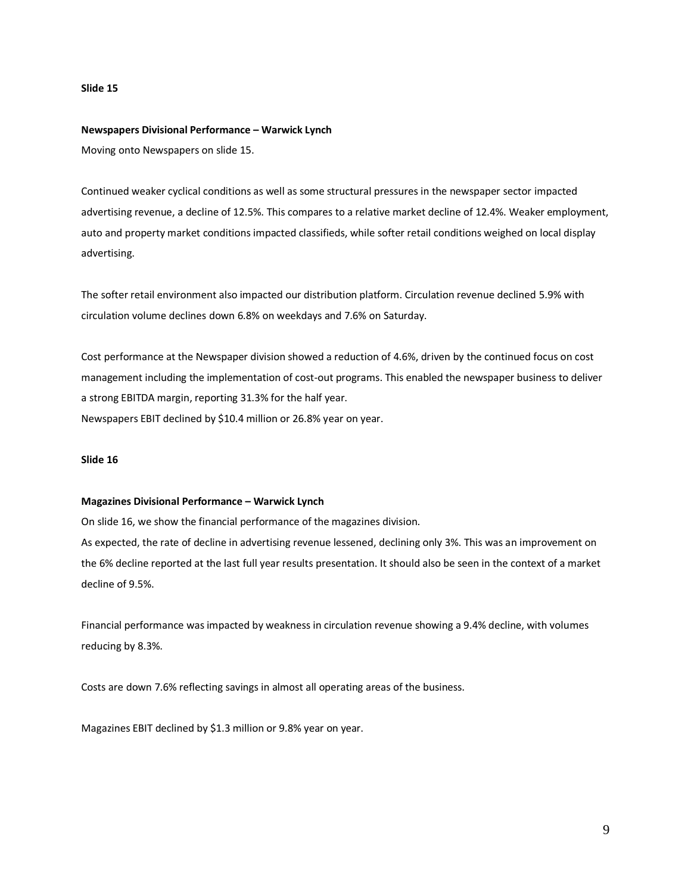**Slide 15**

**Newspapers Divisional Performance – Warwick Lynch**

Moving onto Newspapers on slide 15.

Continued weaker cyclical conditions as well as some structural pressures in the newspaper sector impacted advertising revenue, a decline of 12.5%. This compares to a relative market decline of 12.4%. Weaker employment, auto and property market conditions impacted classifieds, while softer retail conditions weighed on local display advertising.

The softer retail environment also impacted our distribution platform. Circulation revenue declined 5.9% with circulation volume declines down 6.8% on weekdays and 7.6% on Saturday.

Cost performance at the Newspaper division showed a reduction of 4.6%, driven by the continued focus on cost management including the implementation of cost-out programs. This enabled the newspaper business to deliver a strong EBITDA margin, reporting 31.3% for the half year.

Newspapers EBIT declined by $10.4 million or 26.8% year on year.

**Slide 16**

**Magazines Divisional Performance – Warwick Lynch**

On slide 16, we show the financial performance of the magazines division.

As expected, the rate of decline in advertising revenue lessened, declining only 3%. This was an improvement on the 6% decline reported at the last full year results presentation. It should also be seen in the context of a market decline of 9.5%.

Financial performance was impacted by weakness in circulation revenue showing a 9.4% decline, with volumes reducing by 8.3%.

Costs are down 7.6% reflecting savings in almost all operating areas of the business.

Magazines EBIT declined by $1.3 million or 9.8% year on year.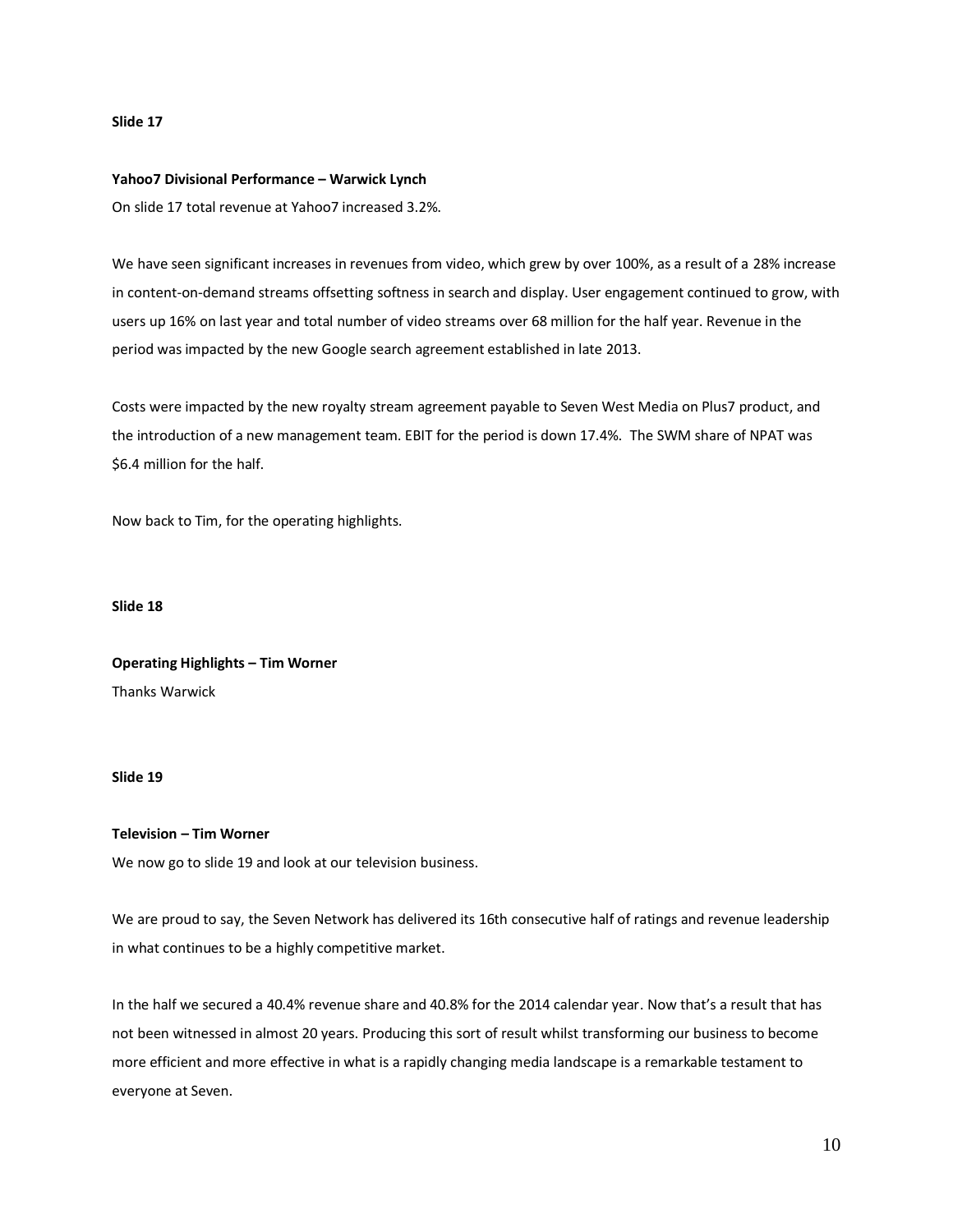**Slide 17**

**Yahoo7 Divisional Performance – Warwick Lynch**

On slide 17 total revenue at Yahoo7 increased 3.2%.

We have seen significant increases in revenues from video, which grew by over 100%, as a result of a 28% increase in content-on-demand streams offsetting softness in search and display. User engagement continued to grow, with users up 16% on last year and total number of video streams over 68 million for the half year. Revenue in the period was impacted by the new Google search agreement established in late 2013.

Costs were impacted by the new royalty stream agreement payable to Seven West Media on Plus7 product, and the introduction of a new management team. EBIT for the period is down 17.4%. The SWM share of NPAT was $6.4 million for the half.

Now back to Tim, for the operating highlights.

**Slide 18**

**Operating Highlights – Tim Worner**

Thanks Warwick

**Slide 19**

**Television – Tim Worner**

We now go to slide 19 and look at our television business.

We are proud to say, the Seven Network has delivered its 16th consecutive half of ratings and revenue leadership in what continues to be a highly competitive market.

In the half we secured a 40.4% revenue share and 40.8% for the 2014 calendar year. Now that's a result that has not been witnessed in almost 20 years. Producing this sort of result whilst transforming our business to become more efficient and more effective in what is a rapidly changing media landscape is a remarkable testament to everyone at Seven.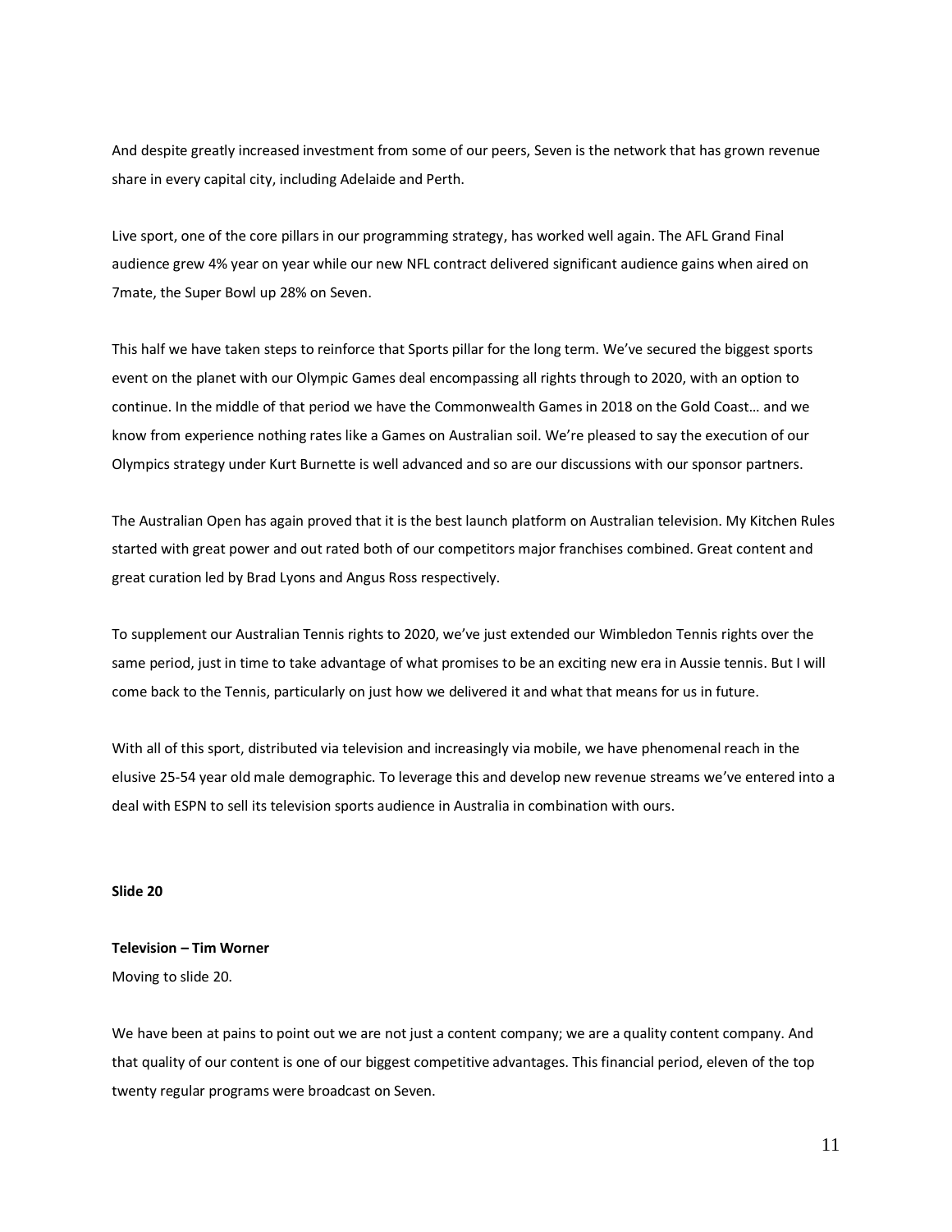And despite greatly increased investment from some of our peers, Seven is the network that has grown revenue share in every capital city, including Adelaide and Perth.

Live sport, one of the core pillars in our programming strategy, has worked well again. The AFL Grand Final audience grew 4% year on year while our new NFL contract delivered significant audience gains when aired on 7mate, the Super Bowl up 28% on Seven.

This half we have taken steps to reinforce that Sports pillar for the long term. We've secured the biggest sports event on the planet with our Olympic Games deal encompassing all rights through to 2020, with an option to continue. In the middle of that period we have the Commonwealth Games in 2018 on the Gold Coast… and we know from experience nothing rates like a Games on Australian soil. We're pleased to say the execution of our Olympics strategy under Kurt Burnette is well advanced and so are our discussions with our sponsor partners.

The Australian Open has again proved that it is the best launch platform on Australian television. My Kitchen Rules started with great power and out rated both of our competitors major franchises combined. Great content and great curation led by Brad Lyons and Angus Ross respectively.

To supplement our Australian Tennis rights to 2020, we've just extended our Wimbledon Tennis rights over the same period, just in time to take advantage of what promises to be an exciting new era in Aussie tennis. But I will come back to the Tennis, particularly on just how we delivered it and what that means for us in future.

With all of this sport, distributed via television and increasingly via mobile, we have phenomenal reach in the elusive 25-54 year old male demographic. To leverage this and develop new revenue streams we've entered into a deal with ESPN to sell its television sports audience in Australia in combination with ours.

**Slide 20**

**Television – Tim Worner**

Moving to slide 20.

We have been at pains to point out we are not just a content company; we are a quality content company. And that quality of our content is one of our biggest competitive advantages. This financial period, eleven of the top twenty regular programs were broadcast on Seven.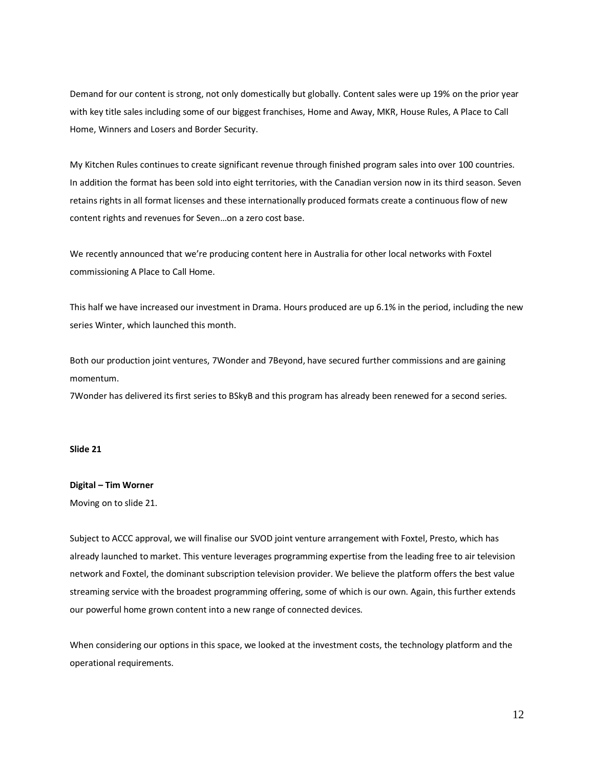Demand for our content is strong, not only domestically but globally. Content sales were up 19% on the prior year with key title sales including some of our biggest franchises, Home and Away, MKR, House Rules, A Place to Call Home, Winners and Losers and Border Security.

My Kitchen Rules continues to create significant revenue through finished program sales into over 100 countries. In addition the format has been sold into eight territories, with the Canadian version now in its third season. Seven retains rights in all format licenses and these internationally produced formats create a continuous flow of new content rights and revenues for Seven…on a zero cost base.

We recently announced that we're producing content here in Australia for other local networks with Foxtel commissioning A Place to Call Home.

This half we have increased our investment in Drama. Hours produced are up 6.1% in the period, including the new series Winter, which launched this month.

Both our production joint ventures, 7Wonder and 7Beyond, have secured further commissions and are gaining momentum.

7Wonder has delivered its first series to BSkyB and this program has already been renewed for a second series.

**Slide 21**

**Digital – Tim Worner**

Moving on to slide 21.

Subject to ACCC approval, we will finalise our SVOD joint venture arrangement with Foxtel, Presto, which has already launched to market. This venture leverages programming expertise from the leading free to air television network and Foxtel, the dominant subscription television provider. We believe the platform offers the best value streaming service with the broadest programming offering, some of which is our own. Again, this further extends our powerful home grown content into a new range of connected devices.

When considering our options in this space, we looked at the investment costs, the technology platform and the operational requirements.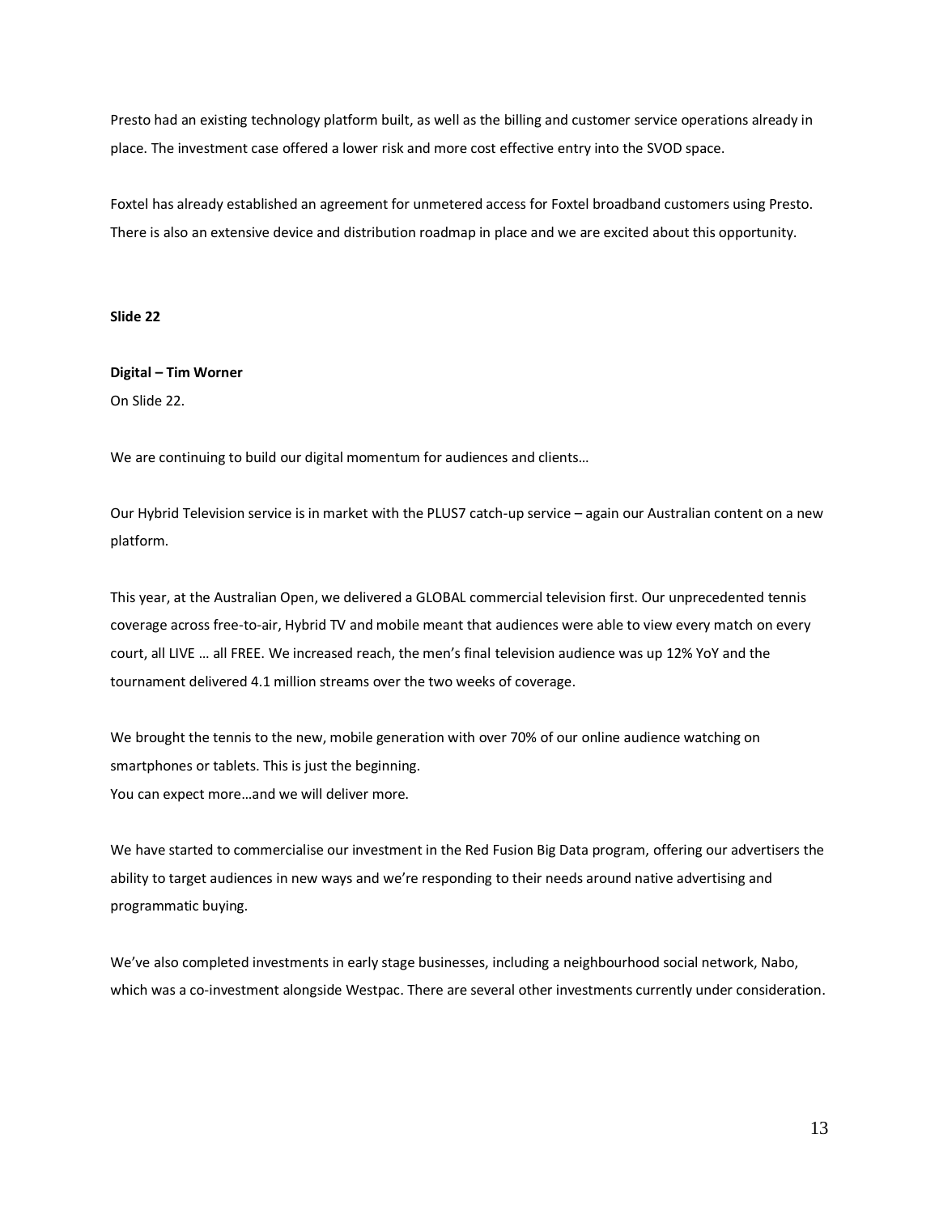Presto had an existing technology platform built, as well as the billing and customer service operations already in place. The investment case offered a lower risk and more cost effective entry into the SVOD space.

Foxtel has already established an agreement for unmetered access for Foxtel broadband customers using Presto. There is also an extensive device and distribution roadmap in place and we are excited about this opportunity.

**Slide 22**

**Digital – Tim Worner**

On Slide 22.

We are continuing to build our digital momentum for audiences and clients…

Our Hybrid Television service is in market with the PLUS7 catch-up service – again our Australian content on a new platform.

This year, at the Australian Open, we delivered a GLOBAL commercial television first. Our unprecedented tennis coverage across free-to-air, Hybrid TV and mobile meant that audiences were able to view every match on every court, all LIVE … all FREE. We increased reach, the men's final television audience was up 12% YoY and the tournament delivered 4.1 million streams over the two weeks of coverage.

We brought the tennis to the new, mobile generation with over 70% of our online audience watching on smartphones or tablets. This is just the beginning.
You can expect more…and we will deliver more.

We have started to commercialise our investment in the Red Fusion Big Data program, offering our advertisers the ability to target audiences in new ways and we're responding to their needs around native advertising and programmatic buying.

We've also completed investments in early stage businesses, including a neighbourhood social network, Nabo, which was a co-investment alongside Westpac. There are several other investments currently under consideration.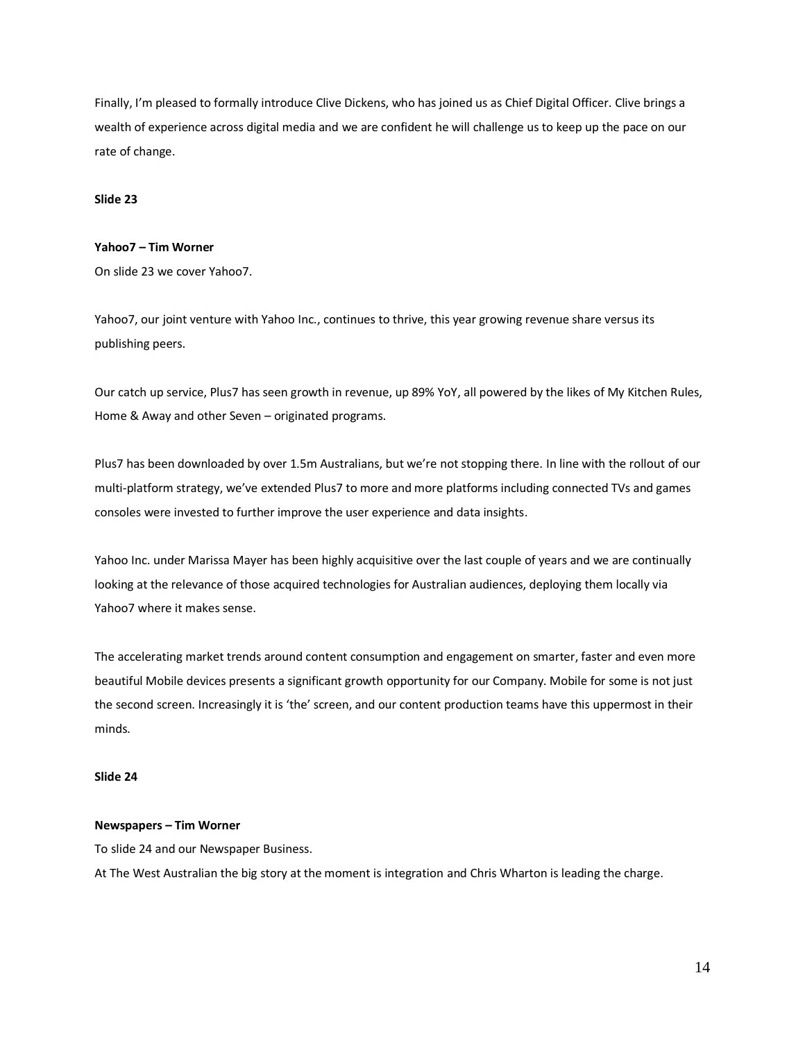Finally, I'm pleased to formally introduce Clive Dickens, who has joined us as Chief Digital Officer. Clive brings a wealth of experience across digital media and we are confident he will challenge us to keep up the pace on our rate of change.

**Slide 23**

**Yahoo7 – Tim Worner**

On slide 23 we cover Yahoo7.

Yahoo7, our joint venture with Yahoo Inc., continues to thrive, this year growing revenue share versus its publishing peers.

Our catch up service, Plus7 has seen growth in revenue, up 89% YoY, all powered by the likes of My Kitchen Rules, Home & Away and other Seven – originated programs.

Plus7 has been downloaded by over 1.5m Australians, but we're not stopping there. In line with the rollout of our multi-platform strategy, we've extended Plus7 to more and more platforms including connected TVs and games consoles were invested to further improve the user experience and data insights.

Yahoo Inc. under Marissa Mayer has been highly acquisitive over the last couple of years and we are continually looking at the relevance of those acquired technologies for Australian audiences, deploying them locally via Yahoo7 where it makes sense.

The accelerating market trends around content consumption and engagement on smarter, faster and even more beautiful Mobile devices presents a significant growth opportunity for our Company. Mobile for some is not just the second screen. Increasingly it is 'the' screen, and our content production teams have this uppermost in their minds.

**Slide 24**

**Newspapers – Tim Worner**

To slide 24 and our Newspaper Business.

At The West Australian the big story at the moment is integration and Chris Wharton is leading the charge.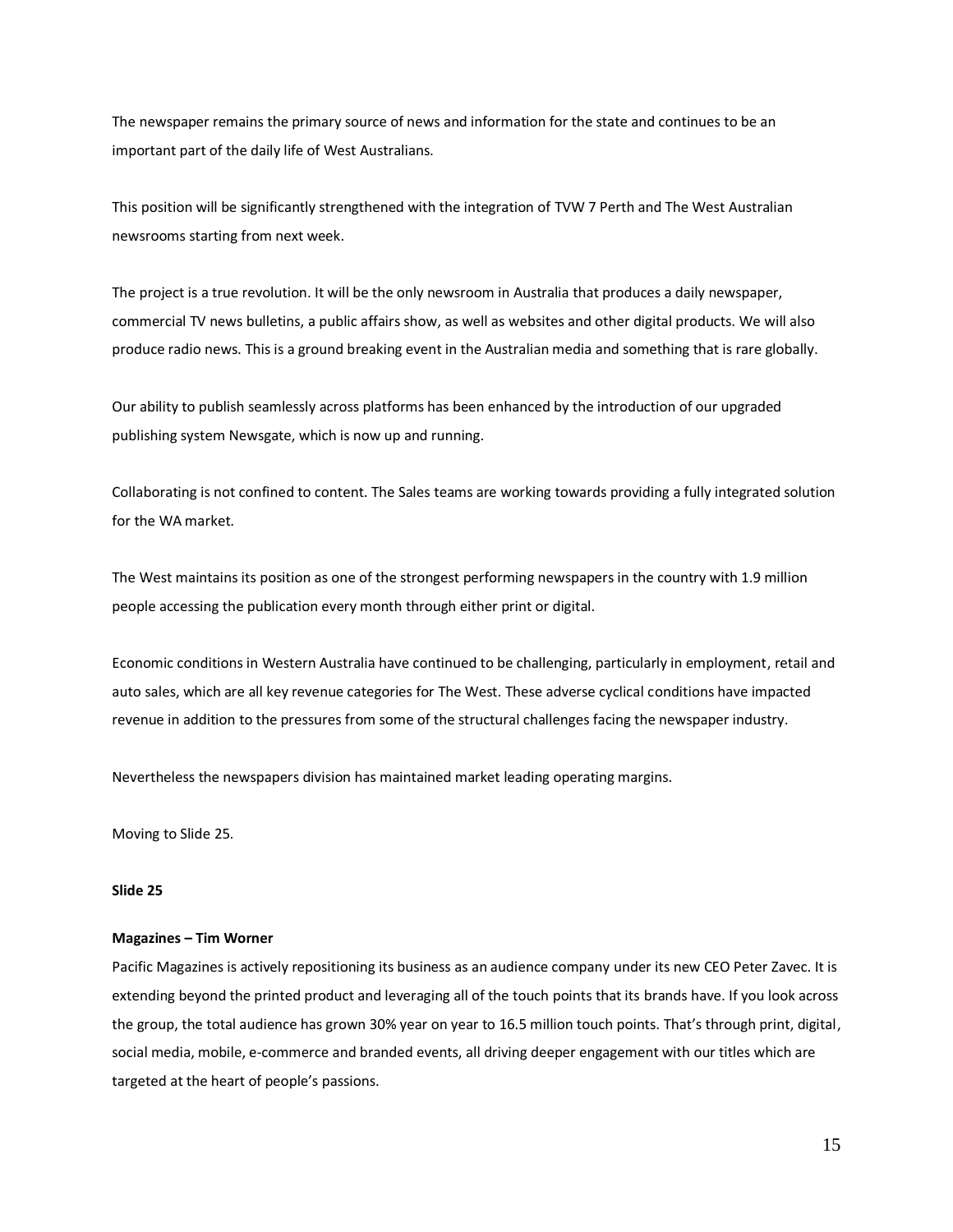The newspaper remains the primary source of news and information for the state and continues to be an important part of the daily life of West Australians.

This position will be significantly strengthened with the integration of TVW 7 Perth and The West Australian newsrooms starting from next week.

The project is a true revolution. It will be the only newsroom in Australia that produces a daily newspaper, commercial TV news bulletins, a public affairs show, as well as websites and other digital products. We will also produce radio news. This is a ground breaking event in the Australian media and something that is rare globally.

Our ability to publish seamlessly across platforms has been enhanced by the introduction of our upgraded publishing system Newsgate, which is now up and running.

Collaborating is not confined to content. The Sales teams are working towards providing a fully integrated solution for the WA market.

The West maintains its position as one of the strongest performing newspapers in the country with 1.9 million people accessing the publication every month through either print or digital.

Economic conditions in Western Australia have continued to be challenging, particularly in employment, retail and auto sales, which are all key revenue categories for The West. These adverse cyclical conditions have impacted revenue in addition to the pressures from some of the structural challenges facing the newspaper industry.

Nevertheless the newspapers division has maintained market leading operating margins.

Moving to Slide 25.

**Slide 25**

**Magazines – Tim Worner**

Pacific Magazines is actively repositioning its business as an audience company under its new CEO Peter Zavec. It is extending beyond the printed product and leveraging all of the touch points that its brands have. If you look across the group, the total audience has grown 30% year on year to 16.5 million touch points. That's through print, digital, social media, mobile, e-commerce and branded events, all driving deeper engagement with our titles which are targeted at the heart of people's passions.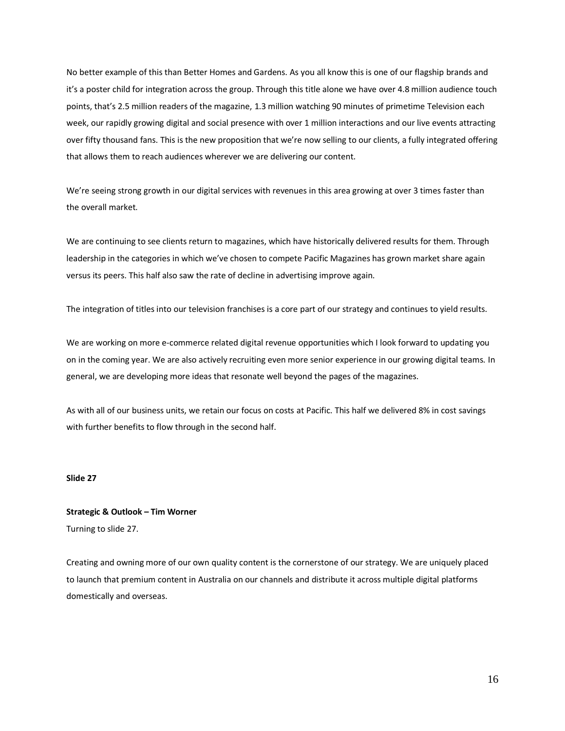No better example of this than Better Homes and Gardens. As you all know this is one of our flagship brands and it's a poster child for integration across the group. Through this title alone we have over 4.8 million audience touch points, that's 2.5 million readers of the magazine, 1.3 million watching 90 minutes of primetime Television each week, our rapidly growing digital and social presence with over 1 million interactions and our live events attracting over fifty thousand fans. This is the new proposition that we're now selling to our clients, a fully integrated offering that allows them to reach audiences wherever we are delivering our content.

We're seeing strong growth in our digital services with revenues in this area growing at over 3 times faster than the overall market.

We are continuing to see clients return to magazines, which have historically delivered results for them. Through leadership in the categories in which we've chosen to compete Pacific Magazines has grown market share again versus its peers. This half also saw the rate of decline in advertising improve again.

The integration of titles into our television franchises is a core part of our strategy and continues to yield results.

We are working on more e-commerce related digital revenue opportunities which I look forward to updating you on in the coming year. We are also actively recruiting even more senior experience in our growing digital teams. In general, we are developing more ideas that resonate well beyond the pages of the magazines.

As with all of our business units, we retain our focus on costs at Pacific. This half we delivered 8% in cost savings with further benefits to flow through in the second half.

**Slide 27**

**Strategic & Outlook – Tim Worner**

Turning to slide 27.

Creating and owning more of our own quality content is the cornerstone of our strategy. We are uniquely placed to launch that premium content in Australia on our channels and distribute it across multiple digital platforms domestically and overseas.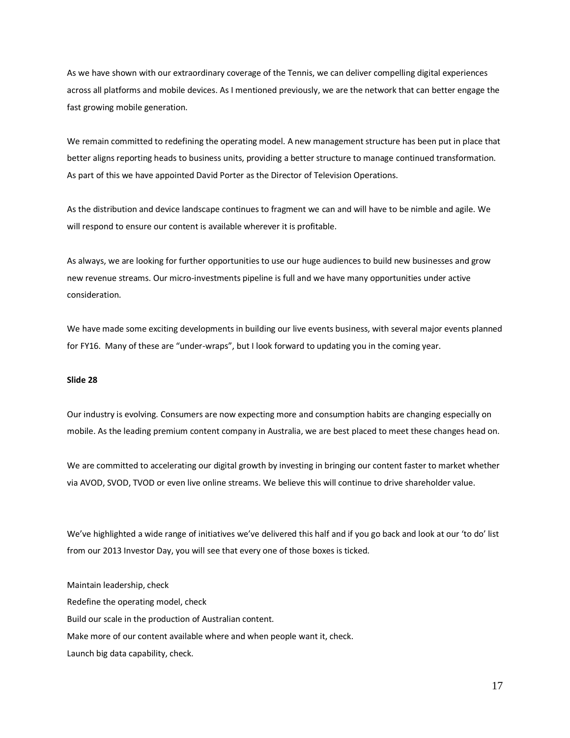As we have shown with our extraordinary coverage of the Tennis, we can deliver compelling digital experiences across all platforms and mobile devices. As I mentioned previously, we are the network that can better engage the fast growing mobile generation.

We remain committed to redefining the operating model. A new management structure has been put in place that better aligns reporting heads to business units, providing a better structure to manage continued transformation. As part of this we have appointed David Porter as the Director of Television Operations.

As the distribution and device landscape continues to fragment we can and will have to be nimble and agile. We will respond to ensure our content is available wherever it is profitable.

As always, we are looking for further opportunities to use our huge audiences to build new businesses and grow new revenue streams. Our micro-investments pipeline is full and we have many opportunities under active consideration.

We have made some exciting developments in building our live events business, with several major events planned for FY16. Many of these are "under-wraps", but I look forward to updating you in the coming year.

**Slide 28**

Our industry is evolving. Consumers are now expecting more and consumption habits are changing especially on mobile. As the leading premium content company in Australia, we are best placed to meet these changes head on.

We are committed to accelerating our digital growth by investing in bringing our content faster to market whether via AVOD, SVOD, TVOD or even live online streams. We believe this will continue to drive shareholder value.

We've highlighted a wide range of initiatives we've delivered this half and if you go back and look at our 'to do' list from our 2013 Investor Day, you will see that every one of those boxes is ticked.

Maintain leadership, check
Redefine the operating model, check
Build our scale in the production of Australian content.
Make more of our content available where and when people want it, check.
Launch big data capability, check.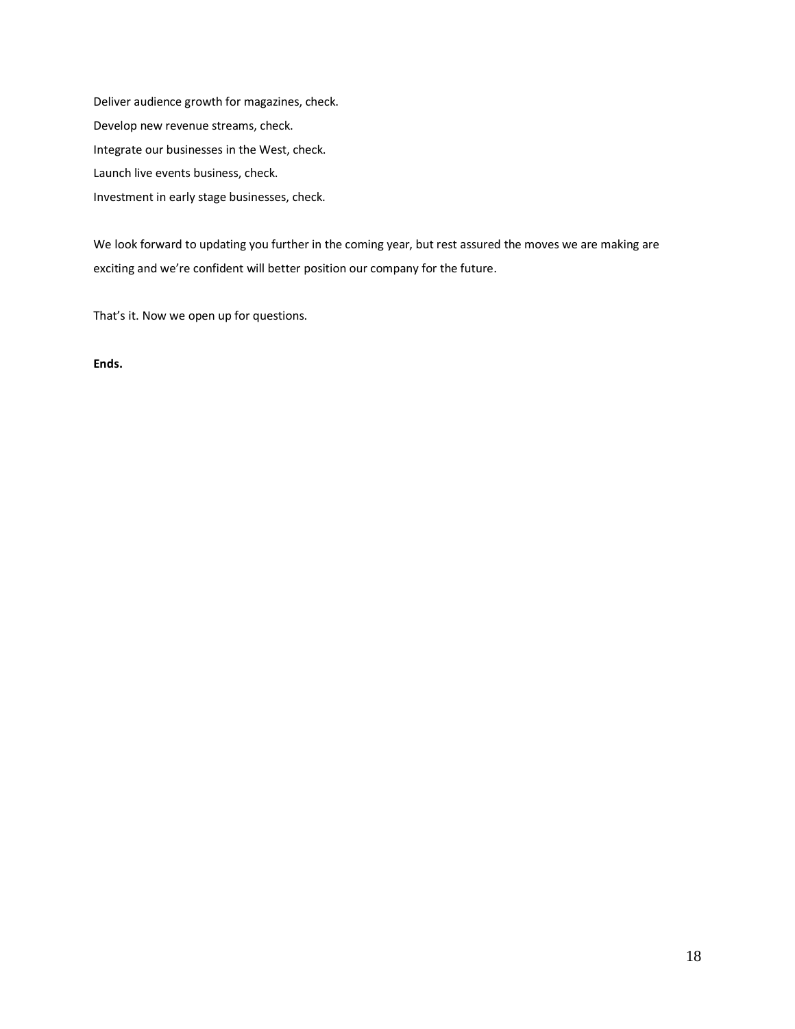Deliver audience growth for magazines, check.

Develop new revenue streams, check.

Integrate our businesses in the West, check.

Launch live events business, check.

Investment in early stage businesses, check.

We look forward to updating you further in the coming year, but rest assured the moves we are making are exciting and we're confident will better position our company for the future.

That's it. Now we open up for questions.

**Ends.**